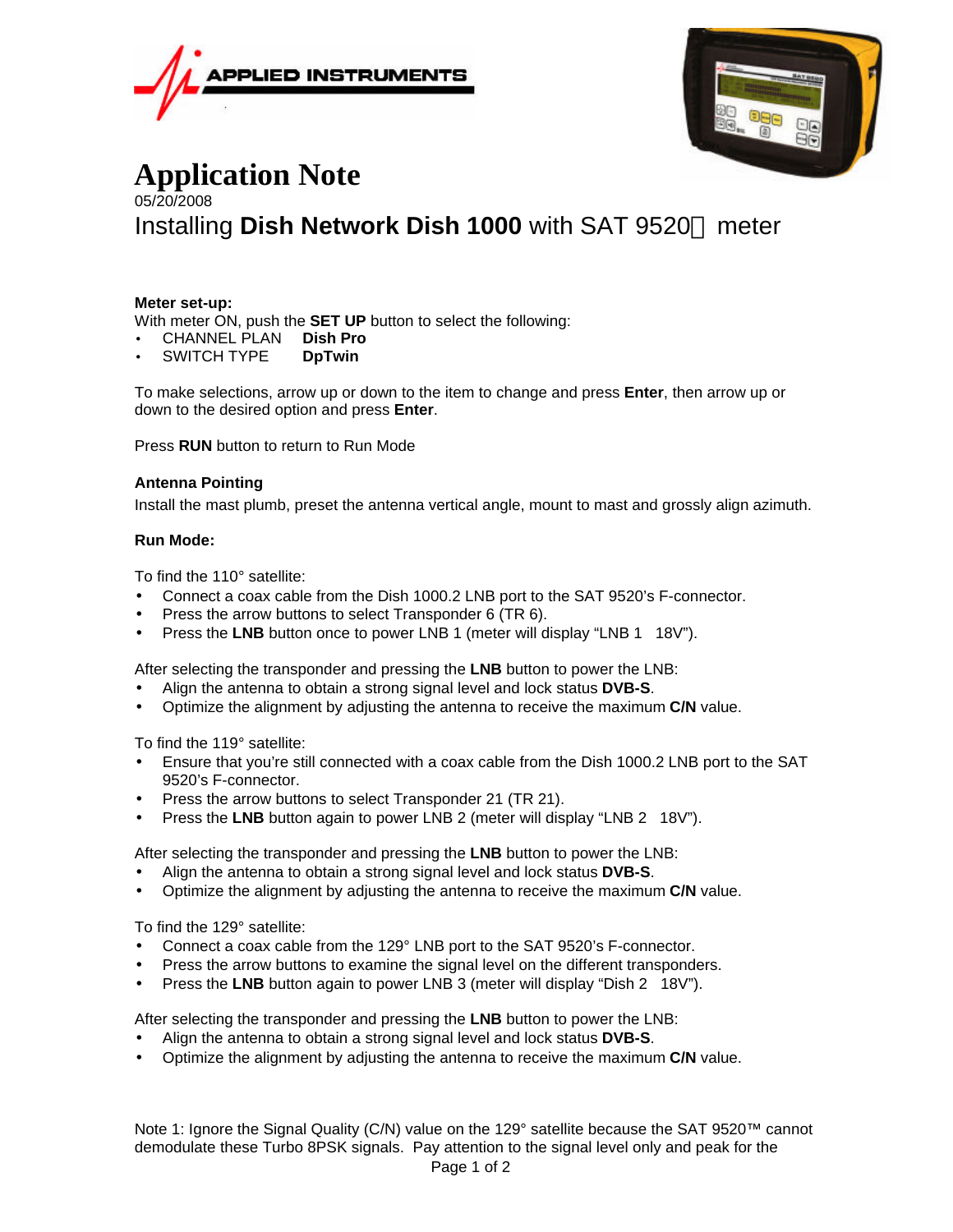APPLIED INSTRUMENTS

# Application Note

05/20/2008

## Installing **Dish Network Dish 1000** with SAT 9520 meter

**Meter set-up:**

With meter ON, push the **SET UP** button to select the following:

- CHANNEL PLAN **Dish Pro**
- SWITCH TYPE **DpTwin**

To make selections, arrow up or down to the item to change and press **Enter**, then arrow up or down to the desired option and press **Enter**.

Press **RUN** button to return to Run Mode

**Antenna Pointing**

Install the mast plumb, preset the antenna vertical angle, mount to mast and grossly align azimuth.

**Run Mode:**

To find the 110° satellite:

- Connect a coax cable from the Dish 1000.2 LNB port to the SAT 9520's F-connector.
- Press the arrow buttons to select Transponder 6 (TR 6).
- Press the **LNB** button once to power LNB 1 (meter will display "LNB 1 18V").

After selecting the transponder and pressing the **LNB** button to power the LNB:

- Align the antenna to obtain a strong signal level and lock status **DVB-S**.
- Optimize the alignment by adjusting the antenna to receive the maximum **C/N** value.

To find the 119° satellite:

- Ensure that you're still connected with a coax cable from the Dish 1000.2 LNB port to the SAT 9520's F-connector.
- Press the arrow buttons to select Transponder 21 (TR 21).
- Press the **LNB** button again to power LNB 2 (meter will display "LNB 2 18V").

After selecting the transponder and pressing the **LNB** button to power the LNB:

- Align the antenna to obtain a strong signal level and lock status **DVB-S**.
- Optimize the alignment by adjusting the antenna to receive the maximum **C/N** value.

To find the 129° satellite:

- Connect a coax cable from the 129° LNB port to the SAT 9520's F-connector.
- Press the arrow buttons to examine the signal level on the different transponders.
- Press the **LNB** button again to power LNB 3 (meter will display "Dish 2 18V").

After selecting the transponder and pressing the **LNB** button to power the LNB:

- Align the antenna to obtain a strong signal level and lock status **DVB-S**.
- Optimize the alignment by adjusting the antenna to receive the maximum **C/N** value.

Note 1: Ignore the Signal Quality (C/N) value on the 129° satellite because the SAT 9520™ cannot demodulate these Turbo 8PSK signals. Pay attention to the signal level only and peak for the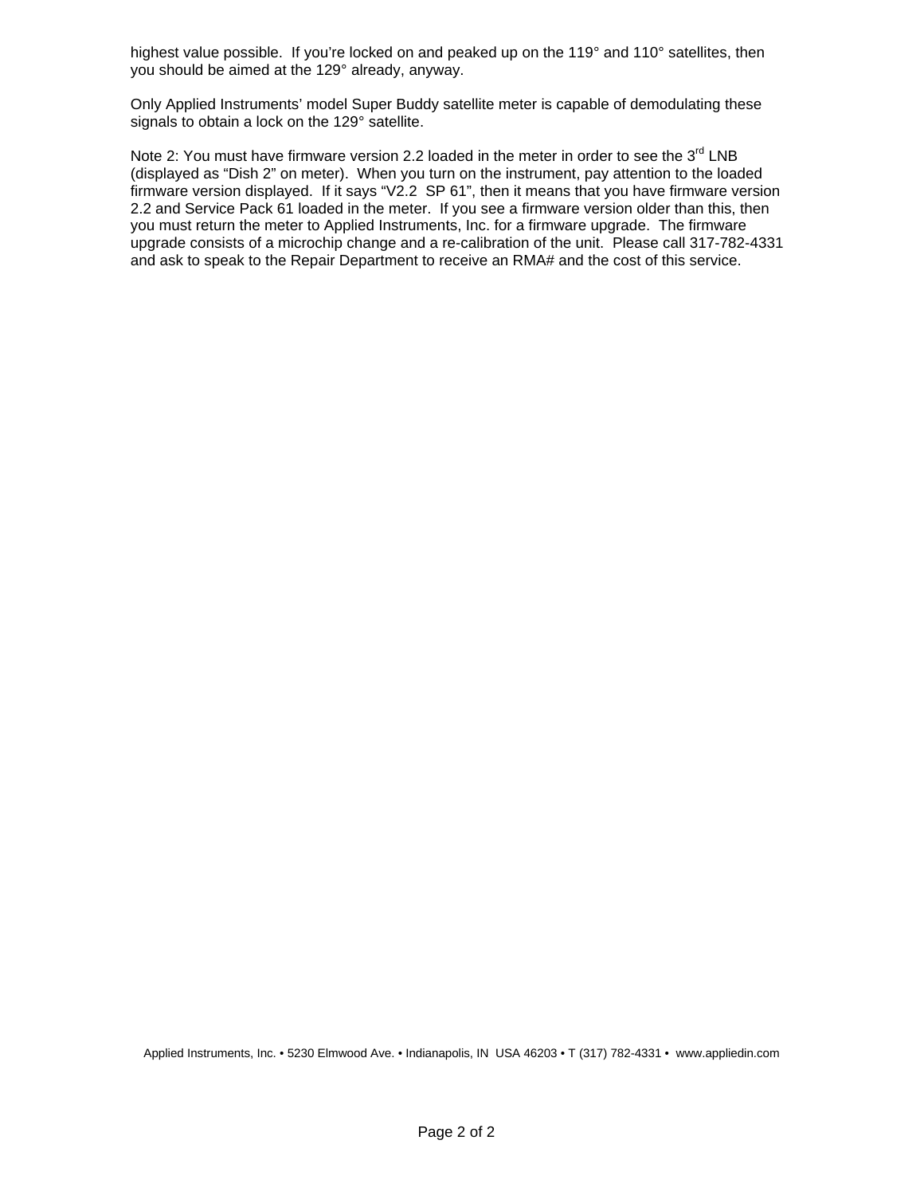highest value possible. If you're locked on and peaked up on the 119° and 110° satellites, then you should be aimed at the 129° already, anyway.

Only Applied Instruments' model Super Buddy satellite meter is capable of demodulating these signals to obtain a lock on the 129° satellite.

Note 2: You must have firmware version 2.2 loaded in the meter in order to see the 3rd LNB (displayed as "Dish 2" on meter). When you turn on the instrument, pay attention to the loaded firmware version displayed. If it says "V2.2 SP 61", then it means that you have firmware version 2.2 and Service Pack 61 loaded in the meter. If you see a firmware version older than this, then you must return the meter to Applied Instruments, Inc. for a firmware upgrade. The firmware upgrade consists of a microchip change and a re-calibration of the unit. Please call 317-782-4331 and ask to speak to the Repair Department to receive an RMA# and the cost of this service.